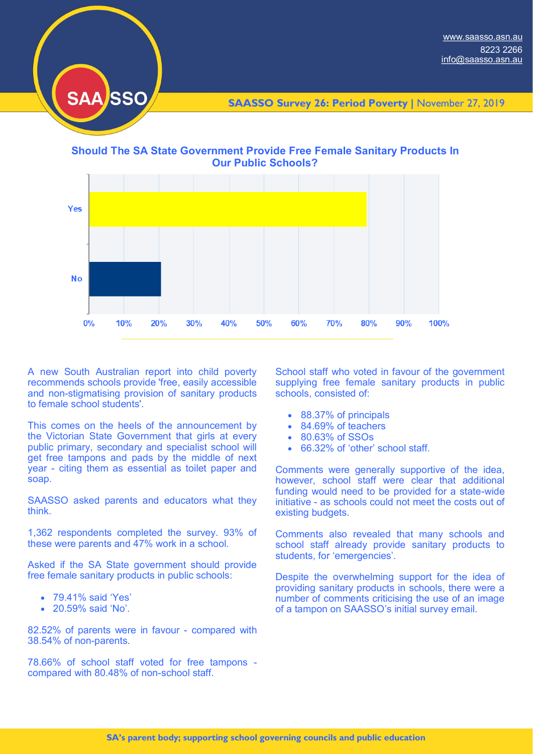www.saasso.asn.au
8223 2266
info@saasso.asn.au

SAASSO

**SAASSO Survey 26: Period Poverty** | November 27, 2019

## Should The SA State Government Provide Free Female Sanitary Products In Our Public Schools?

A new South Australian report into child poverty recommends schools provide 'free, easily accessible and non-stigmatising provision of sanitary products to female school students'.

This comes on the heels of the announcement by the Victorian State Government that girls at every public primary, secondary and specialist school will get free tampons and pads by the middle of next year - citing them as essential as toilet paper and soap.

SAASSO asked parents and educators what they think.

1,362 respondents completed the survey. 93% of these were parents and 47% work in a school.

Asked if the SA State government should provide free female sanitary products in public schools:

- 79.41% said 'Yes'
- 20.59% said 'No'.

82.52% of parents were in favour - compared with 38.54% of non-parents.

78.66% of school staff voted for free tampons - compared with 80.48% of non-school staff.

School staff who voted in favour of the government supplying free female sanitary products in public schools, consisted of:

- 88.37% of principals
- 84.69% of teachers
- 80.63% of SSOs
- 66.32% of 'other' school staff.

Comments were generally supportive of the idea, however, school staff were clear that additional funding would need to be provided for a state-wide initiative - as schools could not meet the costs out of existing budgets.

Comments also revealed that many schools and school staff already provide sanitary products to students, for 'emergencies'.

Despite the overwhelming support for the idea of providing sanitary products in schools, there were a number of comments criticising the use of an image of a tampon on SAASSO's initial survey email.

**SA's parent body; supporting school governing councils and public education**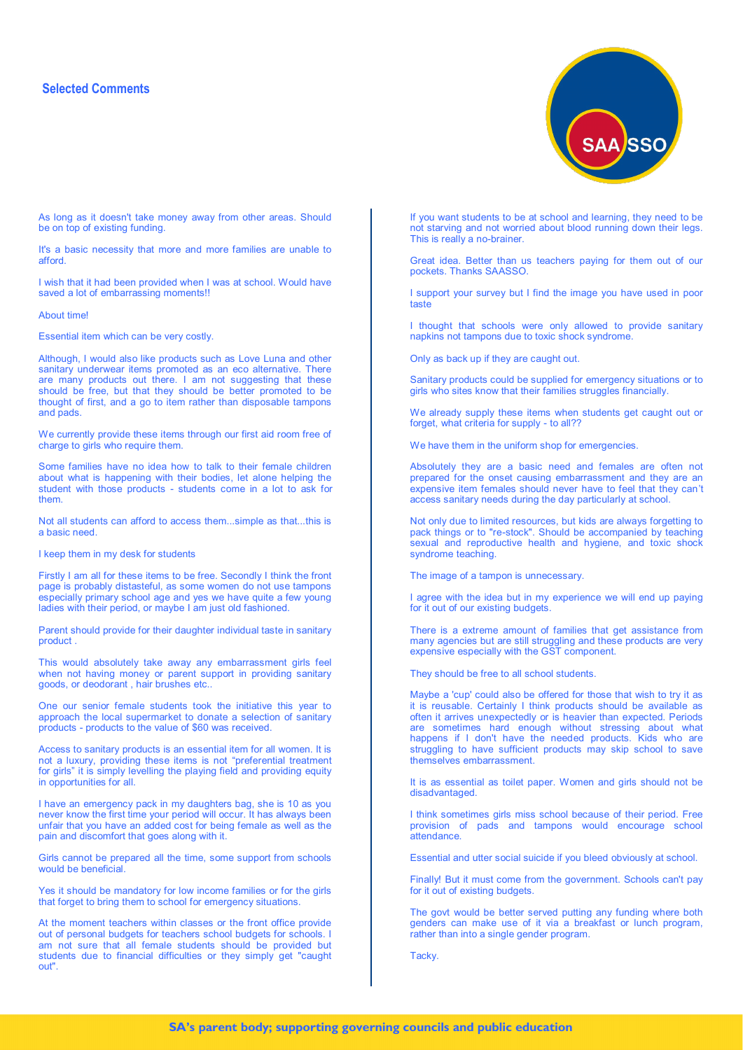## Selected Comments

As long as it doesn't take money away from other areas. Should be on top of existing funding.

It's a basic necessity that more and more families are unable to afford.

I wish that it had been provided when I was at school. Would have saved a lot of embarrassing moments!!

About time!

Essential item which can be very costly.

Although, I would also like products such as Love Luna and other sanitary underwear items promoted as an eco alternative. There are many products out there. I am not suggesting that these should be free, but that they should be better promoted to be thought of first, and a go to item rather than disposable tampons and pads.

We currently provide these items through our first aid room free of charge to girls who require them.

Some families have no idea how to talk to their female children about what is happening with their bodies, let alone helping the student with those products - students come in a lot to ask for them.

Not all students can afford to access them...simple as that...this is a basic need.

I keep them in my desk for students

Firstly I am all for these items to be free. Secondly I think the front page is probably distasteful, as some women do not use tampons especially primary school age and yes we have quite a few young ladies with their period, or maybe I am just old fashioned.

Parent should provide for their daughter individual taste in sanitary product .

This would absolutely take away any embarrassment girls feel when not having money or parent support in providing sanitary goods, or deodorant , hair brushes etc..

One our senior female students took the initiative this year to approach the local supermarket to donate a selection of sanitary products - products to the value of $60 was received.

Access to sanitary products is an essential item for all women. It is not a luxury, providing these items is not "preferential treatment for girls" it is simply levelling the playing field and providing equity in opportunities for all.

I have an emergency pack in my daughters bag, she is 10 as you never know the first time your period will occur. It has always been unfair that you have an added cost for being female as well as the pain and discomfort that goes along with it.

Girls cannot be prepared all the time, some support from schools would be beneficial.

Yes it should be mandatory for low income families or for the girls that forget to bring them to school for emergency situations.

At the moment teachers within classes or the front office provide out of personal budgets for teachers school budgets for schools. I am not sure that all female students should be provided but students due to financial difficulties or they simply get "caught out".

If you want students to be at school and learning, they need to be not starving and not worried about blood running down their legs. This is really a no-brainer.

Great idea. Better than us teachers paying for them out of our pockets. Thanks SAASSO.

I support your survey but I find the image you have used in poor taste

I thought that schools were only allowed to provide sanitary napkins not tampons due to toxic shock syndrome.

Only as back up if they are caught out.

Sanitary products could be supplied for emergency situations or to girls who sites know that their families struggles financially.

We already supply these items when students get caught out or forget, what criteria for supply - to all??

We have them in the uniform shop for emergencies.

Absolutely they are a basic need and females are often not prepared for the onset causing embarrassment and they are an expensive item females should never have to feel that they can't access sanitary needs during the day particularly at school.

Not only due to limited resources, but kids are always forgetting to pack things or to "re-stock". Should be accompanied by teaching sexual and reproductive health and hygiene, and toxic shock syndrome teaching.

The image of a tampon is unnecessary.

I agree with the idea but in my experience we will end up paying for it out of our existing budgets.

There is a extreme amount of families that get assistance from many agencies but are still struggling and these products are very expensive especially with the GST component.

They should be free to all school students.

Maybe a 'cup' could also be offered for those that wish to try it as it is reusable. Certainly I think products should be available as often it arrives unexpectedly or is heavier than expected. Periods are sometimes hard enough without stressing about what happens if I don't have the needed products. Kids who are struggling to have sufficient products may skip school to save themselves embarrassment.

It is as essential as toilet paper. Women and girls should not be disadvantaged.

I think sometimes girls miss school because of their period. Free provision of pads and tampons would encourage school attendance.

Essential and utter social suicide if you bleed obviously at school.

Finally! But it must come from the government. Schools can't pay for it out of existing budgets.

The govt would be better served putting any funding where both genders can make use of it via a breakfast or lunch program, rather than into a single gender program.

Tacky.